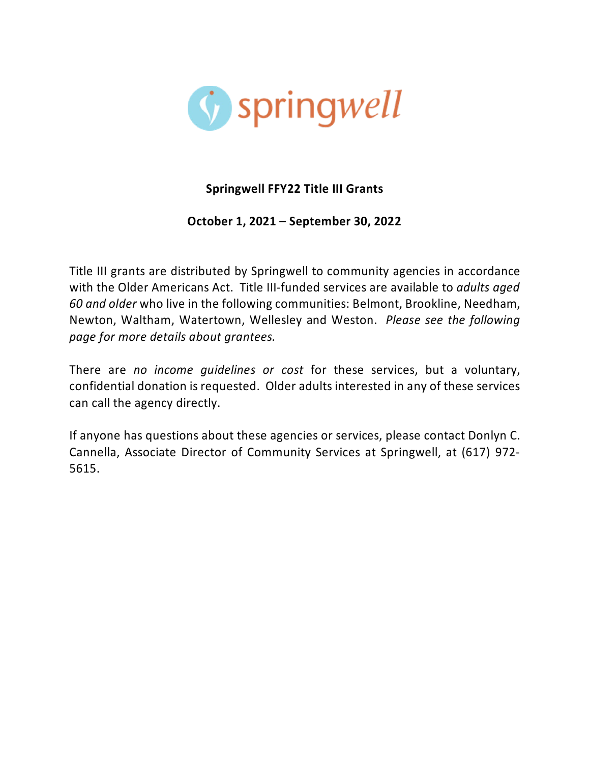springwell

# Springwell FFY22 Title III Grants

**October 1, 2021 – September 30, 2022**

Title III grants are distributed by Springwell to community agencies in accordance with the Older Americans Act. Title III-funded services are available to *adults aged 60 and older* who live in the following communities: Belmont, Brookline, Needham, Newton, Waltham, Watertown, Wellesley and Weston. *Please see the following page for more details about grantees.*

There are *no income guidelines or cost* for these services, but a voluntary, confidential donation is requested. Older adults interested in any of these services can call the agency directly.

If anyone has questions about these agencies or services, please contact Donlyn C. Cannella, Associate Director of Community Services at Springwell, at (617) 972-5615.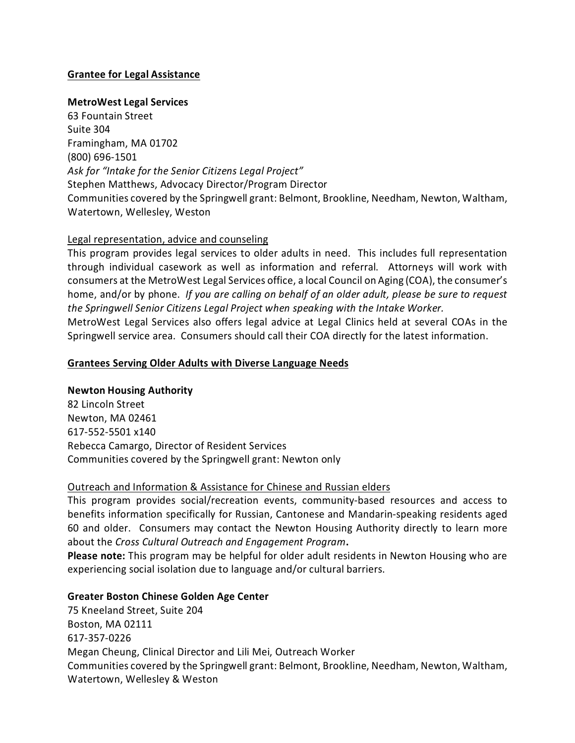**<u>Grantee for Legal Assistance</u>**

**MetroWest Legal Services**
63 Fountain Street
Suite 304
Framingham, MA 01702
(800) 696-1501
*Ask for "Intake for the Senior Citizens Legal Project"*
Stephen Matthews, Advocacy Director/Program Director
Communities covered by the Springwell grant: Belmont, Brookline, Needham, Newton, Waltham, Watertown, Wellesley, Weston

<u>Legal representation, advice and counseling</u>
This program provides legal services to older adults in need. This includes full representation through individual casework as well as information and referral. Attorneys will work with consumers at the MetroWest Legal Services office, a local Council on Aging (COA), the consumer's home, and/or by phone. *If you are calling on behalf of an older adult, please be sure to request the Springwell Senior Citizens Legal Project when speaking with the Intake Worker.*
MetroWest Legal Services also offers legal advice at Legal Clinics held at several COAs in the Springwell service area. Consumers should call their COA directly for the latest information.

**<u>Grantees Serving Older Adults with Diverse Language Needs</u>**

**Newton Housing Authority**
82 Lincoln Street
Newton, MA 02461
617-552-5501 x140
Rebecca Camargo, Director of Resident Services
Communities covered by the Springwell grant: Newton only

<u>Outreach and Information & Assistance for Chinese and Russian elders</u>
This program provides social/recreation events, community-based resources and access to benefits information specifically for Russian, Cantonese and Mandarin-speaking residents aged 60 and older. Consumers may contact the Newton Housing Authority directly to learn more about the *Cross Cultural Outreach and Engagement Program*.
**Please note:** This program may be helpful for older adult residents in Newton Housing who are experiencing social isolation due to language and/or cultural barriers.

**Greater Boston Chinese Golden Age Center**
75 Kneeland Street, Suite 204
Boston, MA 02111
617-357-0226
Megan Cheung, Clinical Director and Lili Mei, Outreach Worker
Communities covered by the Springwell grant: Belmont, Brookline, Needham, Newton, Waltham, Watertown, Wellesley & Weston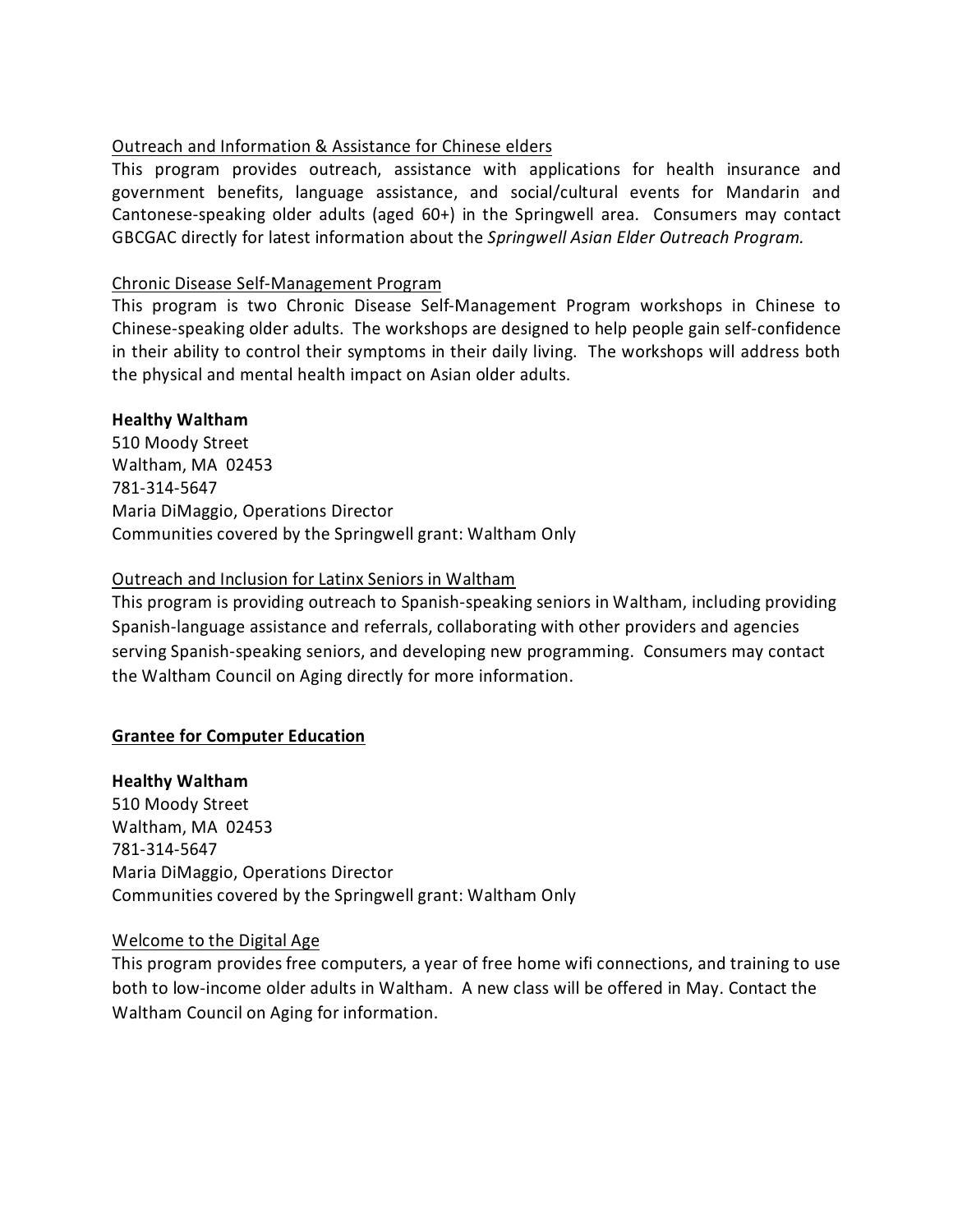<u>Outreach and Information & Assistance for Chinese elders</u>
This program provides outreach, assistance with applications for health insurance and government benefits, language assistance, and social/cultural events for Mandarin and Cantonese-speaking older adults (aged 60+) in the Springwell area. Consumers may contact GBCGAC directly for latest information about the *Springwell Asian Elder Outreach Program.*

<u>Chronic Disease Self-Management Program</u>
This program is two Chronic Disease Self-Management Program workshops in Chinese to Chinese-speaking older adults. The workshops are designed to help people gain self-confidence in their ability to control their symptoms in their daily living. The workshops will address both the physical and mental health impact on Asian older adults.

**Healthy Waltham**
510 Moody Street
Waltham, MA 02453
781-314-5647
Maria DiMaggio, Operations Director
Communities covered by the Springwell grant: Waltham Only

<u>Outreach and Inclusion for Latinx Seniors in Waltham</u>
This program is providing outreach to Spanish-speaking seniors in Waltham, including providing Spanish-language assistance and referrals, collaborating with other providers and agencies serving Spanish-speaking seniors, and developing new programming. Consumers may contact the Waltham Council on Aging directly for more information.

## <u>Grantee for Computer Education</u>

**Healthy Waltham**
510 Moody Street
Waltham, MA 02453
781-314-5647
Maria DiMaggio, Operations Director
Communities covered by the Springwell grant: Waltham Only

<u>Welcome to the Digital Age</u>
This program provides free computers, a year of free home wifi connections, and training to use both to low-income older adults in Waltham. A new class will be offered in May. Contact the Waltham Council on Aging for information.